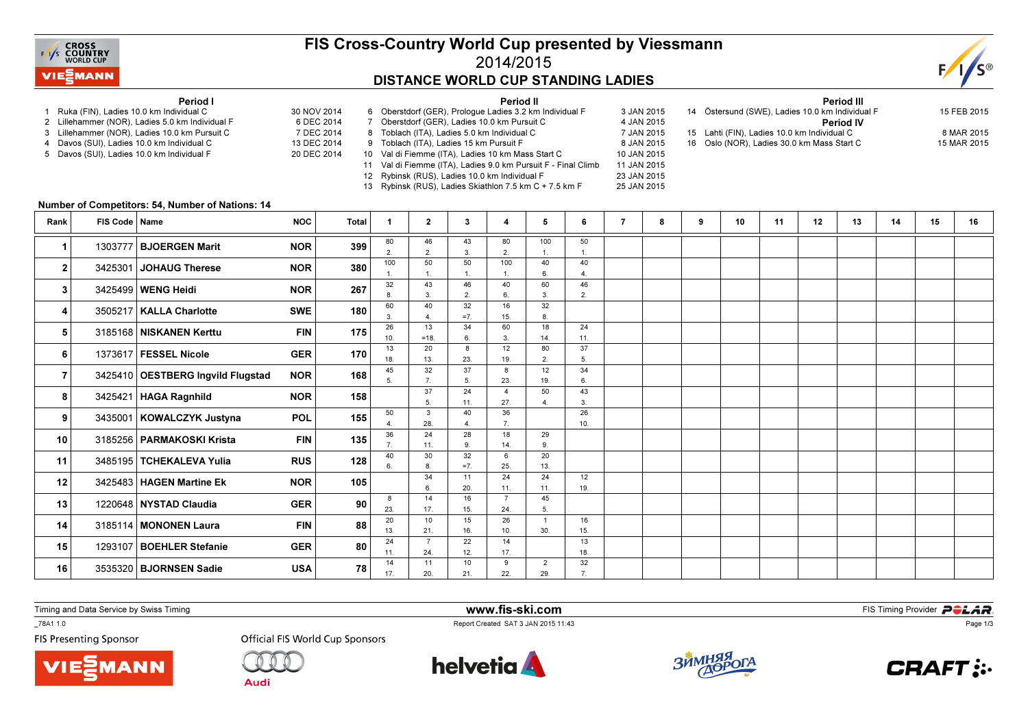# FIS Cross-Country World Cup presented by Viessmann

## 2014/2015

## DISTANCE WORLD CUP STANDING LADIES

**Period I**

1 Ruka (FIN), Ladies 10.0 km Individual C — 30 NOV 2014
2 Lillehammer (NOR), Ladies 5.0 km Individual F — 6 DEC 2014
3 Lillehammer (NOR), Ladies 10.0 km Pursuit C — 7 DEC 2014
4 Davos (SUI), Ladies 10.0 km Individual C — 13 DEC 2014
5 Davos (SUI), Ladies 10.0 km Individual F — 20 DEC 2014

**Period II**

6 Oberstdorf (GER), Prologue Ladies 3.2 km Individual F — 3 JAN 2015
7 Oberstdorf (GER), Ladies 10.0 km Pursuit C — 4 JAN 2015
8 Toblach (ITA), Ladies 5.0 km Individual C — 7 JAN 2015
9 Toblach (ITA), Ladies 15 km Pursuit F — 8 JAN 2015
10 Val di Fiemme (ITA), Ladies 10 km Mass Start C — 10 JAN 2015
11 Val di Fiemme (ITA), Ladies 9.0 km Pursuit F - Final Climb — 11 JAN 2015
12 Rybinsk (RUS), Ladies 10.0 km Individual F — 23 JAN 2015
13 Rybinsk (RUS), Ladies Skiathlon 7.5 km C + 7.5 km F — 25 JAN 2015

**Period III**

14 Östersund (SWE), Ladies 10.0 km Individual F — 15 FEB 2015

**Period IV**

15 Lahti (FIN), Ladies 10.0 km Individual C — 8 MAR 2015
16 Oslo (NOR), Ladies 30.0 km Mass Start C — 15 MAR 2015

**Number of Competitors: 54, Number of Nations: 14**

| Rank | FIS Code | Name | NOC | Total | 1 | 2 | 3 | 4 | 5 | 6 | 7 | 8 | 9 | 10 | 11 | 12 | 13 | 14 | 15 | 16 |
|---|---|---|---|---|---|---|---|---|---|---|---|---|---|---|---|---|---|---|---|---|
| 1 | 1303777 | BJOERGEN Marit | NOR | 399 | 80 2. | 46 2. | 43 3. | 80 2. | 100 1. | 50 1. | | | | | | | | | | |
| 2 | 3425301 | JOHAUG Therese | NOR | 380 | 100 1. | 50 1. | 50 1. | 100 1. | 40 6. | 40 4. | | | | | | | | | | |
| 3 | 3425499 | WENG Heidi | NOR | 267 | 32 8. | 43 3. | 46 2. | 40 6. | 60 3. | 46 2. | | | | | | | | | | |
| 4 | 3505217 | KALLA Charlotte | SWE | 180 | 60 3. | 40 4. | 32 =7. | 16 15. | 32 8. | | | | | | | | | | | |
| 5 | 3185168 | NISKANEN Kerttu | FIN | 175 | 26 10. | 13 =18. | 34 6. | 60 3. | 18 14. | 24 11. | | | | | | | | | | |
| 6 | 1373617 | FESSEL Nicole | GER | 170 | 13 18. | 20 13. | 8 23. | 12 19. | 80 2. | 37 5. | | | | | | | | | | |
| 7 | 3425410 | OESTBERG Ingvild Flugstad | NOR | 168 | 45 5. | 32 7. | 37 5. | 8 23. | 12 19. | 34 6. | | | | | | | | | | |
| 8 | 3425421 | HAGA Ragnhild | NOR | 158 | | 37 5. | 24 11. | 4 27. | 50 4. | 43 3. | | | | | | | | | | |
| 9 | 3435001 | KOWALCZYK Justyna | POL | 155 | 50 4. | 3 28. | 40 4. | 36 7. | | 26 10. | | | | | | | | | | |
| 10 | 3185256 | PARMAKOSKI Krista | FIN | 135 | 36 7. | 24 11. | 28 9. | 18 14. | 29 9. | | | | | | | | | | | |
| 11 | 3485195 | TCHEKALEVA Yulia | RUS | 128 | 40 6. | 30 8. | 32 =7. | 6 25. | 20 13. | | | | | | | | | | | |
| 12 | 3425483 | HAGEN Martine Ek | NOR | 105 | | 34 6. | 11 20. | 24 11. | 24 11. | 12 19. | | | | | | | | | | |
| 13 | 1220648 | NYSTAD Claudia | GER | 90 | 8 23. | 14 17. | 16 15. | 7 24. | 45 5. | | | | | | | | | | | |
| 14 | 3185114 | MONONEN Laura | FIN | 88 | 20 13. | 10 21. | 15 16. | 26 10. | 1 30. | 16 15. | | | | | | | | | | |
| 15 | 1293107 | BOEHLER Stefanie | GER | 80 | 24 11. | 7 24. | 22 12. | 14 17. | | 13 18. | | | | | | | | | | |
| 16 | 3535320 | BJORNSEN Sadie | USA | 78 | 14 17. | 11 20. | 10 21. | 9 22. | 2 29. | 32 7. | | | | | | | | | | |

Timing and Data Service by Swiss Timing

www.fis-ski.com

FIS Timing Provider POLAR

_78A1 1.0

Report Created SAT 3 JAN 2015 11:43

FIS Presenting Sponsor

Official FIS World Cup Sponsors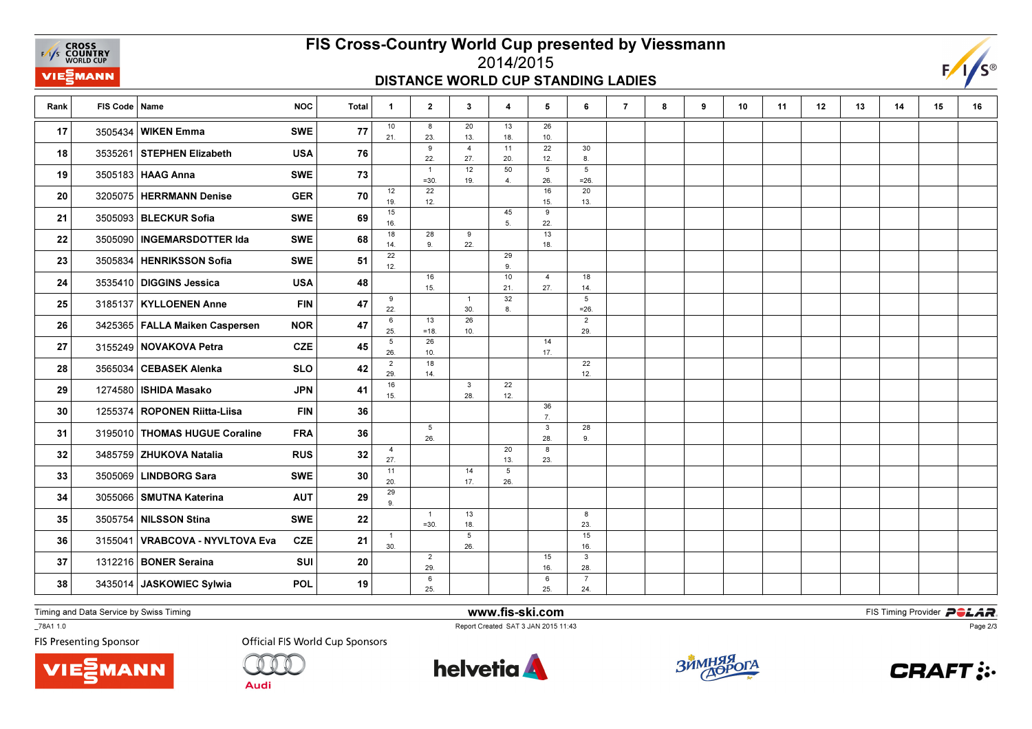# FIS Cross-Country World Cup presented by Viessmann

2014/2015

## DISTANCE WORLD CUP STANDING LADIES

| Rank | FIS Code | Name | NOC | Total | 1 | 2 | 3 | 4 | 5 | 6 | 7 | 8 | 9 | 10 | 11 | 12 | 13 | 14 | 15 | 16 |
|---|---|---|---|---|---|---|---|---|---|---|---|---|---|---|---|---|---|---|---|---|
| 17 | 3505434 | WIKEN Emma | SWE | 77 | 10 21. | 8 23. | 20 13. | 13 18. | 26 10. | | | | | | | | | | | |
| 18 | 3535261 | STEPHEN Elizabeth | USA | 76 | | 9 22. | 4 27. | 11 20. | 22 12. | 30 8. | | | | | | | | | | |
| 19 | 3505183 | HAAG Anna | SWE | 73 | | 1 =30. | 12 19. | 50 4. | 5 26. | 5 =26. | | | | | | | | | | |
| 20 | 3205075 | HERRMANN Denise | GER | 70 | 12 19. | 22 12. | | | 16 15. | 20 13. | | | | | | | | | | |
| 21 | 3505093 | BLECKUR Sofia | SWE | 69 | 15 16. | | | 45 5. | 9 22. | | | | | | | | | | | |
| 22 | 3505090 | INGEMARSDOTTER Ida | SWE | 68 | 18 14. | 28 9. | 9 22. | | 13 18. | | | | | | | | | | | |
| 23 | 3505834 | HENRIKSSON Sofia | SWE | 51 | 22 12. | | | 29 9. | | | | | | | | | | | | |
| 24 | 3535410 | DIGGINS Jessica | USA | 48 | | 16 15. | | 10 21. | 4 27. | 18 14. | | | | | | | | | | |
| 25 | 3185137 | KYLLOENEN Anne | FIN | 47 | 9 22. | | 1 30. | 32 8. | | 5 =26. | | | | | | | | | | |
| 26 | 3425365 | FALLA Maiken Caspersen | NOR | 47 | 6 25. | 13 =18. | 26 10. | | | 2 29. | | | | | | | | | | |
| 27 | 3155249 | NOVAKOVA Petra | CZE | 45 | 5 26. | 26 10. | | | 14 17. | | | | | | | | | | | |
| 28 | 3565034 | CEBASEK Alenka | SLO | 42 | 2 29. | 18 14. | | | | 22 12. | | | | | | | | | | |
| 29 | 1274580 | ISHIDA Masako | JPN | 41 | 16 15. | | 3 28. | 22 12. | | | | | | | | | | | | |
| 30 | 1255374 | ROPONEN Riitta-Liisa | FIN | 36 | | | | | 36 7. | | | | | | | | | | | |
| 31 | 3195010 | THOMAS HUGUE Coraline | FRA | 36 | | 5 26. | | | 3 28. | 28 9. | | | | | | | | | | |
| 32 | 3485759 | ZHUKOVA Natalia | RUS | 32 | 4 27. | | | 20 13. | 8 23. | | | | | | | | | | | |
| 33 | 3505069 | LINDBORG Sara | SWE | 30 | 11 20. | | 14 17. | 5 26. | | | | | | | | | | | | |
| 34 | 3055066 | SMUTNA Katerina | AUT | 29 | 29 9. | | | | | | | | | | | | | | | |
| 35 | 3505754 | NILSSON Stina | SWE | 22 | | 1 =30. | 13 18. | | | 8 23. | | | | | | | | | | |
| 36 | 3155041 | VRABCOVA - NYVLTOVA Eva | CZE | 21 | 1 30. | | 5 26. | | | 15 16. | | | | | | | | | | |
| 37 | 1312216 | BONER Seraina | SUI | 20 | | 2 29. | | | 15 16. | 3 28. | | | | | | | | | | |
| 38 | 3435014 | JASKOWIEC Sylwia | POL | 19 | | 6 25. | | | 6 25. | 7 24. | | | | | | | | | | |

Timing and Data Service by Swiss Timing — www.fis-ski.com — FIS Timing Provider POLAR

_78A1 1.0 — Report Created SAT 3 JAN 2015 11:43

FIS Presenting Sponsor — Official FIS World Cup Sponsors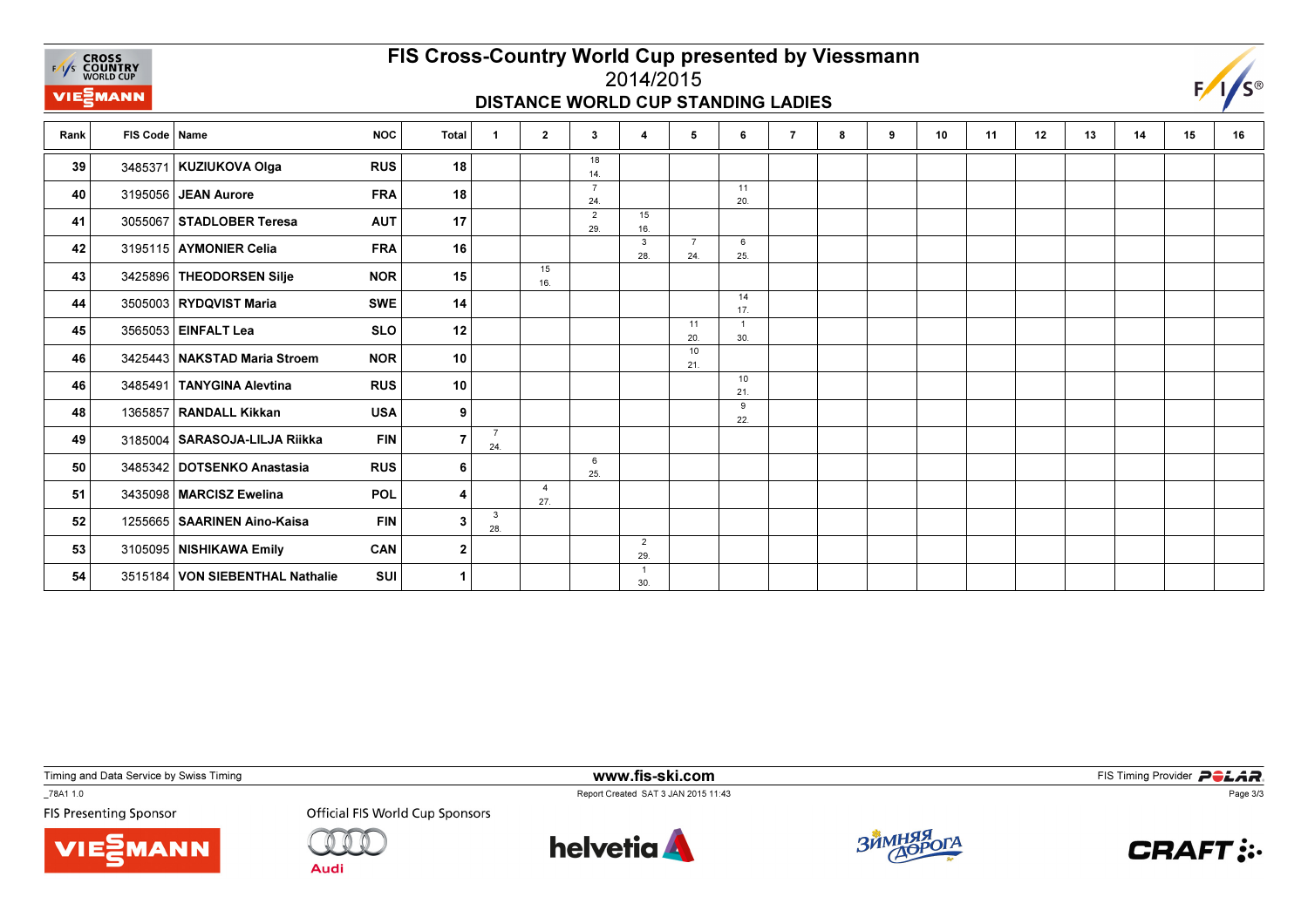# FIS Cross-Country World Cup presented by Viessmann

2014/2015

## DISTANCE WORLD CUP STANDING LADIES

| Rank | FIS Code | Name | NOC | Total | 1 | 2 | 3 | 4 | 5 | 6 | 7 | 8 | 9 | 10 | 11 | 12 | 13 | 14 | 15 | 16 |
|---|---|---|---|---|---|---|---|---|---|---|---|---|---|---|---|---|---|---|---|---|
| 39 | 3485371 | KUZIUKOVA Olga | RUS | 18 | | | 18 14. | | | | | | | | | | | | | |
| 40 | 3195056 | JEAN Aurore | FRA | 18 | | | 7 24. | | | 11 20. | | | | | | | | | | |
| 41 | 3055067 | STADLOBER Teresa | AUT | 17 | | | 2 29. | 15 16. | | | | | | | | | | | | |
| 42 | 3195115 | AYMONIER Celia | FRA | 16 | | | | 3 28. | 7 24. | 6 25. | | | | | | | | | | |
| 43 | 3425896 | THEODORSEN Silje | NOR | 15 | | 15 16. | | | | | | | | | | | | | | |
| 44 | 3505003 | RYDQVIST Maria | SWE | 14 | | | | | | 14 17. | | | | | | | | | | |
| 45 | 3565053 | EINFALT Lea | SLO | 12 | | | | | 11 20. | 1 30. | | | | | | | | | | |
| 46 | 3425443 | NAKSTAD Maria Stroem | NOR | 10 | | | | | 10 21. | | | | | | | | | | | |
| 46 | 3485491 | TANYGINA Alevtina | RUS | 10 | | | | | | 10 21. | | | | | | | | | | |
| 48 | 1365857 | RANDALL Kikkan | USA | 9 | | | | | | 9 22. | | | | | | | | | | |
| 49 | 3185004 | SARASOJA-LILJA Riikka | FIN | 7 | 7 24. | | | | | | | | | | | | | | | |
| 50 | 3485342 | DOTSENKO Anastasia | RUS | 6 | | | 6 25. | | | | | | | | | | | | | |
| 51 | 3435098 | MARCISZ Ewelina | POL | 4 | | 4 27. | | | | | | | | | | | | | | |
| 52 | 1255665 | SAARINEN Aino-Kaisa | FIN | 3 | 3 28. | | | | | | | | | | | | | | | |
| 53 | 3105095 | NISHIKAWA Emily | CAN | 2 | | | | 2 29. | | | | | | | | | | | | |
| 54 | 3515184 | VON SIEBENTHAL Nathalie | SUI | 1 | | | | 1 30. | | | | | | | | | | | | |

Timing and Data Service by Swiss Timing

www.fis-ski.com

FIS Timing Provider POLAR

_78A1 1.0

Report Created SAT 3 JAN 2015 11:43

FIS Presenting Sponsor

Official FIS World Cup Sponsors